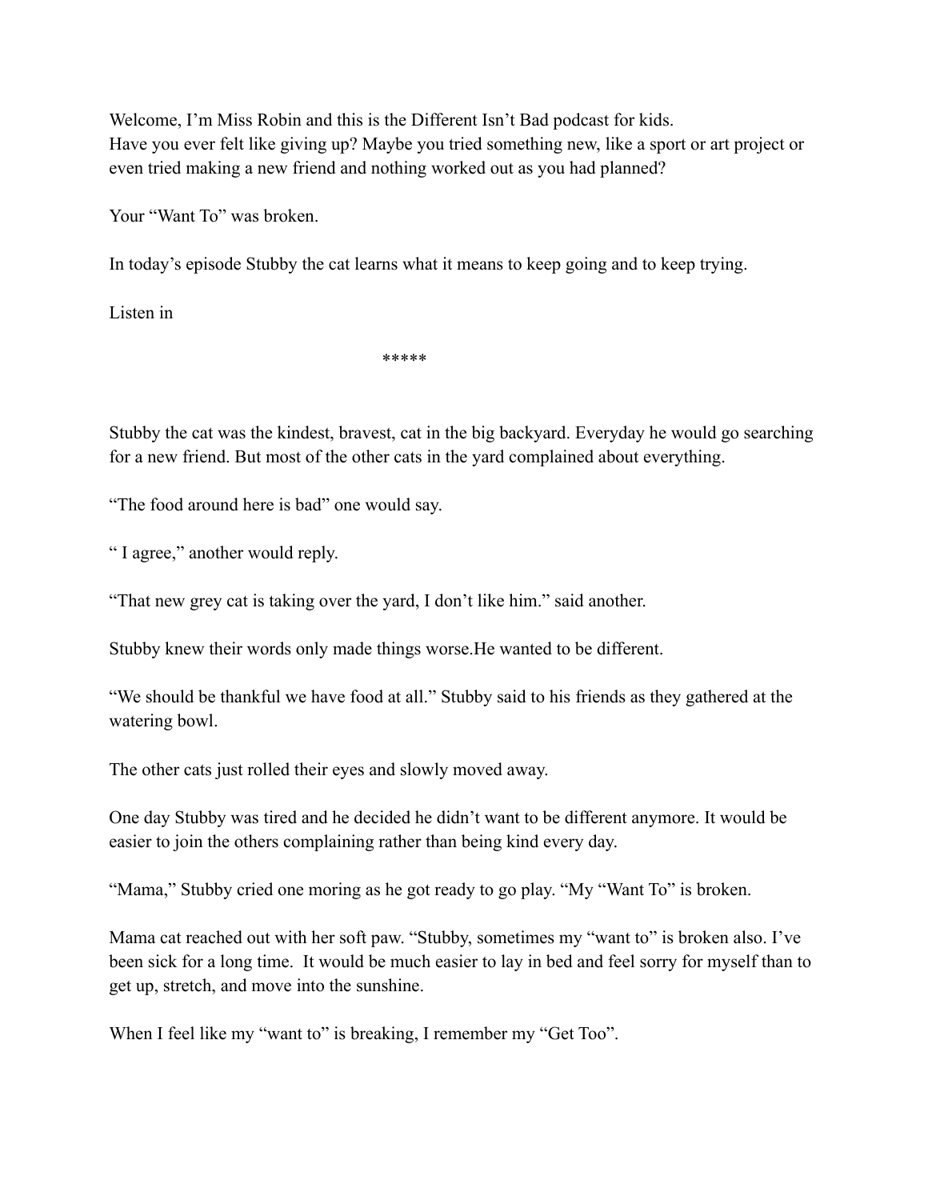Welcome, I'm Miss Robin and this is the Different Isn't Bad podcast for kids.
Have you ever felt like giving up? Maybe you tried something new, like a sport or art project or even tried making a new friend and nothing worked out as you had planned?

Your "Want To" was broken.

In today's episode Stubby the cat learns what it means to keep going and to keep trying.

Listen in

*****

Stubby the cat was the kindest, bravest, cat in the big backyard. Everyday he would go searching for a new friend. But most of the other cats in the yard complained about everything.

"The food around here is bad" one would say.

" I agree," another would reply.

"That new grey cat is taking over the yard, I don't like him." said another.

Stubby knew their words only made things worse.He wanted to be different.

"We should be thankful we have food at all." Stubby said to his friends as they gathered at the watering bowl.

The other cats just rolled their eyes and slowly moved away.

One day Stubby was tired and he decided he didn't want to be different anymore. It would be easier to join the others complaining rather than being kind every day.

"Mama," Stubby cried one moring as he got ready to go play. "My "Want To" is broken.

Mama cat reached out with her soft paw. "Stubby, sometimes my "want to" is broken also. I've been sick for a long time. It would be much easier to lay in bed and feel sorry for myself than to get up, stretch, and move into the sunshine.

When I feel like my "want to" is breaking, I remember my "Get Too".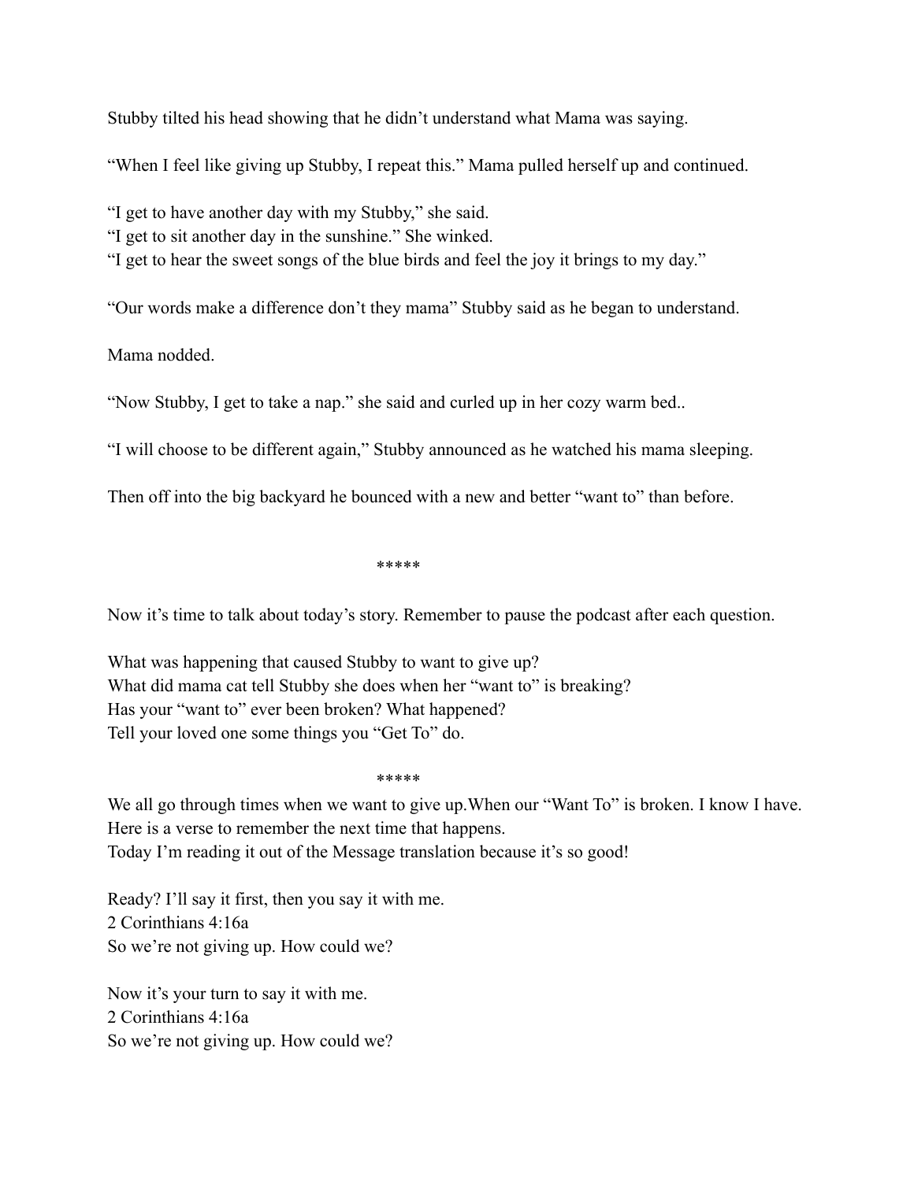Stubby tilted his head showing that he didn't understand what Mama was saying.

"When I feel like giving up Stubby, I repeat this." Mama pulled herself up and continued.

"I get to have another day with my Stubby," she said.
"I get to sit another day in the sunshine." She winked.
"I get to hear the sweet songs of the blue birds and feel the joy it brings to my day."

"Our words make a difference don't they mama" Stubby said as he began to understand.

Mama nodded.

"Now Stubby, I get to take a nap." she said and curled up in her cozy warm bed..

"I will choose to be different again," Stubby announced as he watched his mama sleeping.

Then off into the big backyard he bounced with a new and better "want to" than before.

*****

Now it's time to talk about today's story. Remember to pause the podcast after each question.

What was happening that caused Stubby to want to give up?
What did mama cat tell Stubby she does when her "want to" is breaking?
Has your "want to" ever been broken? What happened?
Tell your loved one some things you "Get To" do.

*****

We all go through times when we want to give up.When our "Want To" is broken. I know I have.
Here is a verse to remember the next time that happens.
Today I'm reading it out of the Message translation because it's so good!

Ready? I'll say it first, then you say it with me.
2 Corinthians 4:16a
So we're not giving up. How could we?

Now it's your turn to say it with me.
2 Corinthians 4:16a
So we're not giving up. How could we?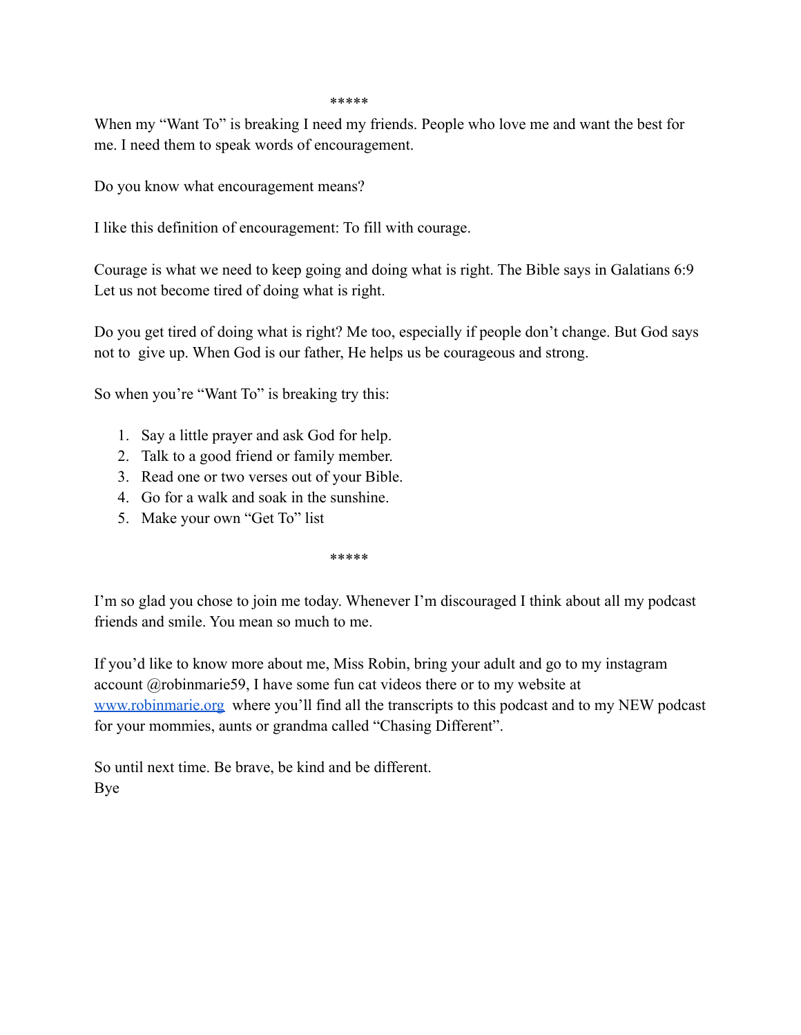*****

When my “Want To” is breaking I need my friends. People who love me and want the best for me. I need them to speak words of encouragement.

Do you know what encouragement means?

I like this definition of encouragement: To fill with courage.

Courage is what we need to keep going and doing what is right. The Bible says in Galatians 6:9 Let us not become tired of doing what is right.

Do you get tired of doing what is right? Me too, especially if people don’t change. But God says not to give up. When God is our father, He helps us be courageous and strong.

So when you’re “Want To” is breaking try this:

1. Say a little prayer and ask God for help.
2. Talk to a good friend or family member.
3. Read one or two verses out of your Bible.
4. Go for a walk and soak in the sunshine.
5. Make your own “Get To” list

*****

I’m so glad you chose to join me today. Whenever I’m discouraged I think about all my podcast friends and smile. You mean so much to me.

If you’d like to know more about me, Miss Robin, bring your adult and go to my instagram account @robinmarie59, I have some fun cat videos there or to my website at [www.robinmarie.org](http://www.robinmarie.org) where you’ll find all the transcripts to this podcast and to my NEW podcast for your mommies, aunts or grandma called “Chasing Different”.

So until next time. Be brave, be kind and be different.
Bye